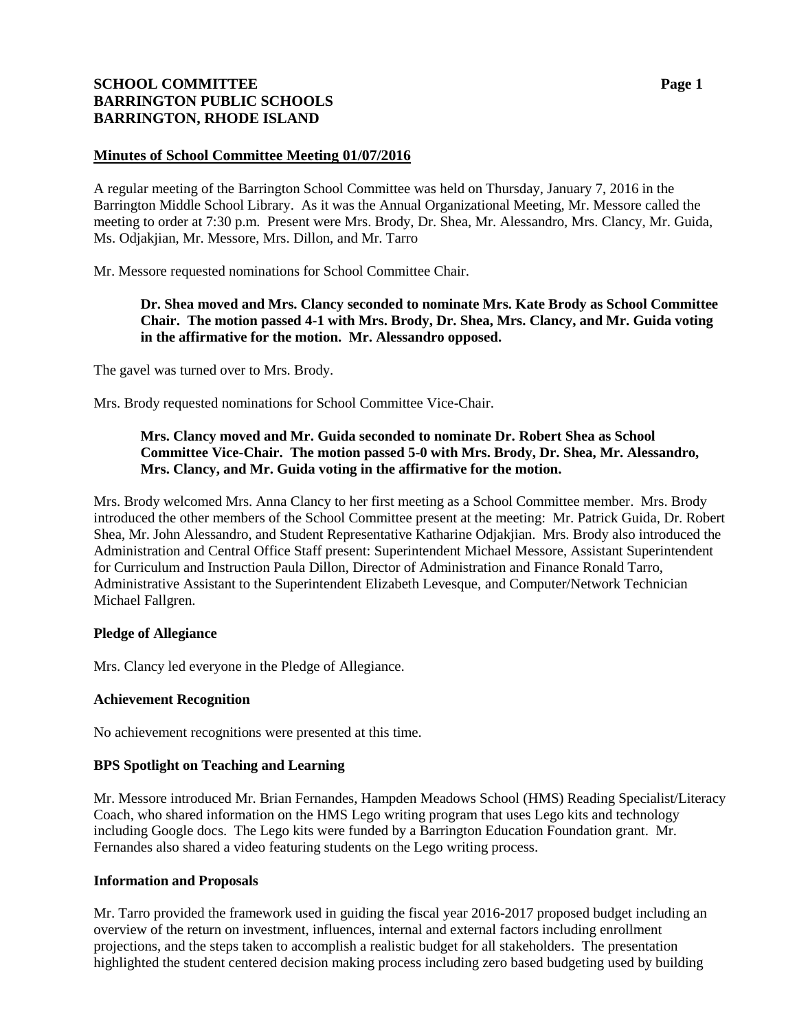**SCHOOL COMMITTEE**
**BARRINGTON PUBLIC SCHOOLS**
**BARRINGTON, RHODE ISLAND**

**Minutes of School Committee Meeting 01/07/2016**

A regular meeting of the Barrington School Committee was held on Thursday, January 7, 2016 in the Barrington Middle School Library. As it was the Annual Organizational Meeting, Mr. Messore called the meeting to order at 7:30 p.m. Present were Mrs. Brody, Dr. Shea, Mr. Alessandro, Mrs. Clancy, Mr. Guida, Ms. Odjakjian, Mr. Messore, Mrs. Dillon, and Mr. Tarro

Mr. Messore requested nominations for School Committee Chair.

> **Dr. Shea moved and Mrs. Clancy seconded to nominate Mrs. Kate Brody as School Committee Chair. The motion passed 4-1 with Mrs. Brody, Dr. Shea, Mrs. Clancy, and Mr. Guida voting in the affirmative for the motion. Mr. Alessandro opposed.**

The gavel was turned over to Mrs. Brody.

Mrs. Brody requested nominations for School Committee Vice-Chair.

> **Mrs. Clancy moved and Mr. Guida seconded to nominate Dr. Robert Shea as School Committee Vice-Chair. The motion passed 5-0 with Mrs. Brody, Dr. Shea, Mr. Alessandro, Mrs. Clancy, and Mr. Guida voting in the affirmative for the motion.**

Mrs. Brody welcomed Mrs. Anna Clancy to her first meeting as a School Committee member. Mrs. Brody introduced the other members of the School Committee present at the meeting: Mr. Patrick Guida, Dr. Robert Shea, Mr. John Alessandro, and Student Representative Katharine Odjakjian. Mrs. Brody also introduced the Administration and Central Office Staff present: Superintendent Michael Messore, Assistant Superintendent for Curriculum and Instruction Paula Dillon, Director of Administration and Finance Ronald Tarro, Administrative Assistant to the Superintendent Elizabeth Levesque, and Computer/Network Technician Michael Fallgren.

**Pledge of Allegiance**

Mrs. Clancy led everyone in the Pledge of Allegiance.

**Achievement Recognition**

No achievement recognitions were presented at this time.

**BPS Spotlight on Teaching and Learning**

Mr. Messore introduced Mr. Brian Fernandes, Hampden Meadows School (HMS) Reading Specialist/Literacy Coach, who shared information on the HMS Lego writing program that uses Lego kits and technology including Google docs. The Lego kits were funded by a Barrington Education Foundation grant. Mr. Fernandes also shared a video featuring students on the Lego writing process.

**Information and Proposals**

Mr. Tarro provided the framework used in guiding the fiscal year 2016-2017 proposed budget including an overview of the return on investment, influences, internal and external factors including enrollment projections, and the steps taken to accomplish a realistic budget for all stakeholders. The presentation highlighted the student centered decision making process including zero based budgeting used by building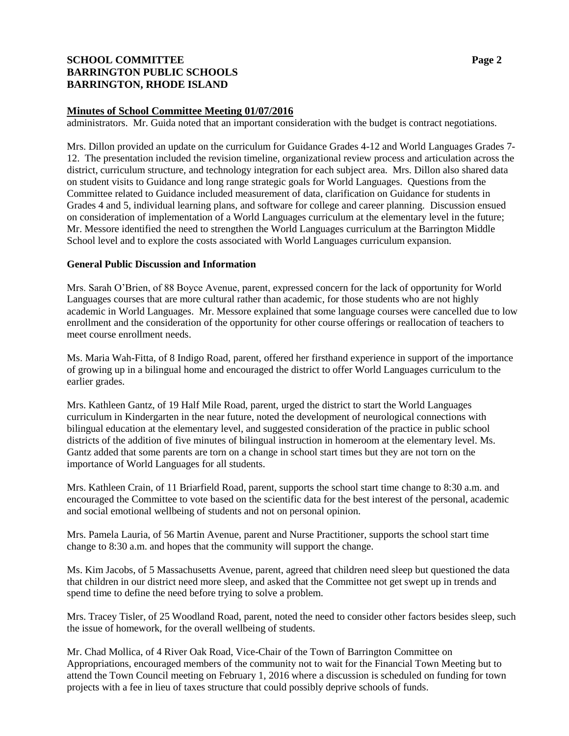**Minutes of School Committee Meeting 01/07/2016**

administrators. Mr. Guida noted that an important consideration with the budget is contract negotiations.

Mrs. Dillon provided an update on the curriculum for Guidance Grades 4-12 and World Languages Grades 7-12. The presentation included the revision timeline, organizational review process and articulation across the district, curriculum structure, and technology integration for each subject area. Mrs. Dillon also shared data on student visits to Guidance and long range strategic goals for World Languages. Questions from the Committee related to Guidance included measurement of data, clarification on Guidance for students in Grades 4 and 5, individual learning plans, and software for college and career planning. Discussion ensued on consideration of implementation of a World Languages curriculum at the elementary level in the future; Mr. Messore identified the need to strengthen the World Languages curriculum at the Barrington Middle School level and to explore the costs associated with World Languages curriculum expansion.

**General Public Discussion and Information**

Mrs. Sarah O'Brien, of 88 Boyce Avenue, parent, expressed concern for the lack of opportunity for World Languages courses that are more cultural rather than academic, for those students who are not highly academic in World Languages. Mr. Messore explained that some language courses were cancelled due to low enrollment and the consideration of the opportunity for other course offerings or reallocation of teachers to meet course enrollment needs.

Ms. Maria Wah-Fitta, of 8 Indigo Road, parent, offered her firsthand experience in support of the importance of growing up in a bilingual home and encouraged the district to offer World Languages curriculum to the earlier grades.

Mrs. Kathleen Gantz, of 19 Half Mile Road, parent, urged the district to start the World Languages curriculum in Kindergarten in the near future, noted the development of neurological connections with bilingual education at the elementary level, and suggested consideration of the practice in public school districts of the addition of five minutes of bilingual instruction in homeroom at the elementary level. Ms. Gantz added that some parents are torn on a change in school start times but they are not torn on the importance of World Languages for all students.

Mrs. Kathleen Crain, of 11 Briarfield Road, parent, supports the school start time change to 8:30 a.m. and encouraged the Committee to vote based on the scientific data for the best interest of the personal, academic and social emotional wellbeing of students and not on personal opinion.

Mrs. Pamela Lauria, of 56 Martin Avenue, parent and Nurse Practitioner, supports the school start time change to 8:30 a.m. and hopes that the community will support the change.

Ms. Kim Jacobs, of 5 Massachusetts Avenue, parent, agreed that children need sleep but questioned the data that children in our district need more sleep, and asked that the Committee not get swept up in trends and spend time to define the need before trying to solve a problem.

Mrs. Tracey Tisler, of 25 Woodland Road, parent, noted the need to consider other factors besides sleep, such the issue of homework, for the overall wellbeing of students.

Mr. Chad Mollica, of 4 River Oak Road, Vice-Chair of the Town of Barrington Committee on Appropriations, encouraged members of the community not to wait for the Financial Town Meeting but to attend the Town Council meeting on February 1, 2016 where a discussion is scheduled on funding for town projects with a fee in lieu of taxes structure that could possibly deprive schools of funds.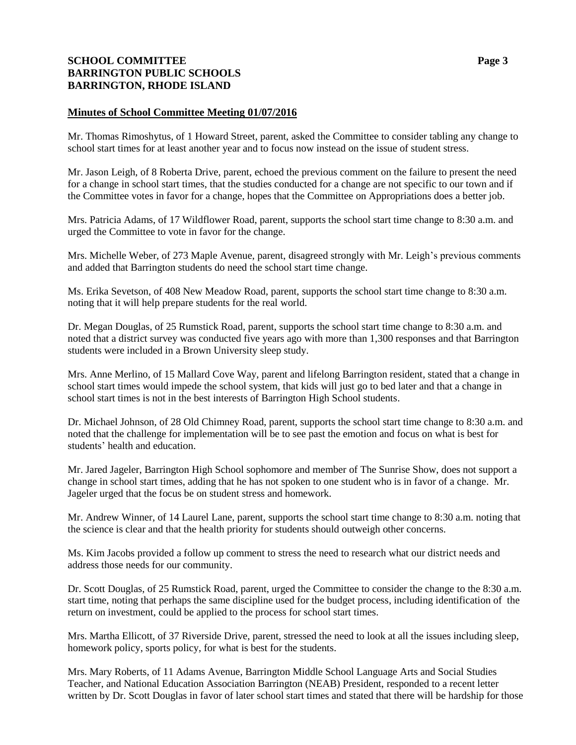## Minutes of School Committee Meeting 01/07/2016

Mr. Thomas Rimoshytus, of 1 Howard Street, parent, asked the Committee to consider tabling any change to school start times for at least another year and to focus now instead on the issue of student stress.

Mr. Jason Leigh, of 8 Roberta Drive, parent, echoed the previous comment on the failure to present the need for a change in school start times, that the studies conducted for a change are not specific to our town and if the Committee votes in favor for a change, hopes that the Committee on Appropriations does a better job.

Mrs. Patricia Adams, of 17 Wildflower Road, parent, supports the school start time change to 8:30 a.m. and urged the Committee to vote in favor for the change.

Mrs. Michelle Weber, of 273 Maple Avenue, parent, disagreed strongly with Mr. Leigh's previous comments and added that Barrington students do need the school start time change.

Ms. Erika Sevetson, of 408 New Meadow Road, parent, supports the school start time change to 8:30 a.m. noting that it will help prepare students for the real world.

Dr. Megan Douglas, of 25 Rumstick Road, parent, supports the school start time change to 8:30 a.m. and noted that a district survey was conducted five years ago with more than 1,300 responses and that Barrington students were included in a Brown University sleep study.

Mrs. Anne Merlino, of 15 Mallard Cove Way, parent and lifelong Barrington resident, stated that a change in school start times would impede the school system, that kids will just go to bed later and that a change in school start times is not in the best interests of Barrington High School students.

Dr. Michael Johnson, of 28 Old Chimney Road, parent, supports the school start time change to 8:30 a.m. and noted that the challenge for implementation will be to see past the emotion and focus on what is best for students' health and education.

Mr. Jared Jageler, Barrington High School sophomore and member of The Sunrise Show, does not support a change in school start times, adding that he has not spoken to one student who is in favor of a change. Mr. Jageler urged that the focus be on student stress and homework.

Mr. Andrew Winner, of 14 Laurel Lane, parent, supports the school start time change to 8:30 a.m. noting that the science is clear and that the health priority for students should outweigh other concerns.

Ms. Kim Jacobs provided a follow up comment to stress the need to research what our district needs and address those needs for our community.

Dr. Scott Douglas, of 25 Rumstick Road, parent, urged the Committee to consider the change to the 8:30 a.m. start time, noting that perhaps the same discipline used for the budget process, including identification of the return on investment, could be applied to the process for school start times.

Mrs. Martha Ellicott, of 37 Riverside Drive, parent, stressed the need to look at all the issues including sleep, homework policy, sports policy, for what is best for the students.

Mrs. Mary Roberts, of 11 Adams Avenue, Barrington Middle School Language Arts and Social Studies Teacher, and National Education Association Barrington (NEAB) President, responded to a recent letter written by Dr. Scott Douglas in favor of later school start times and stated that there will be hardship for those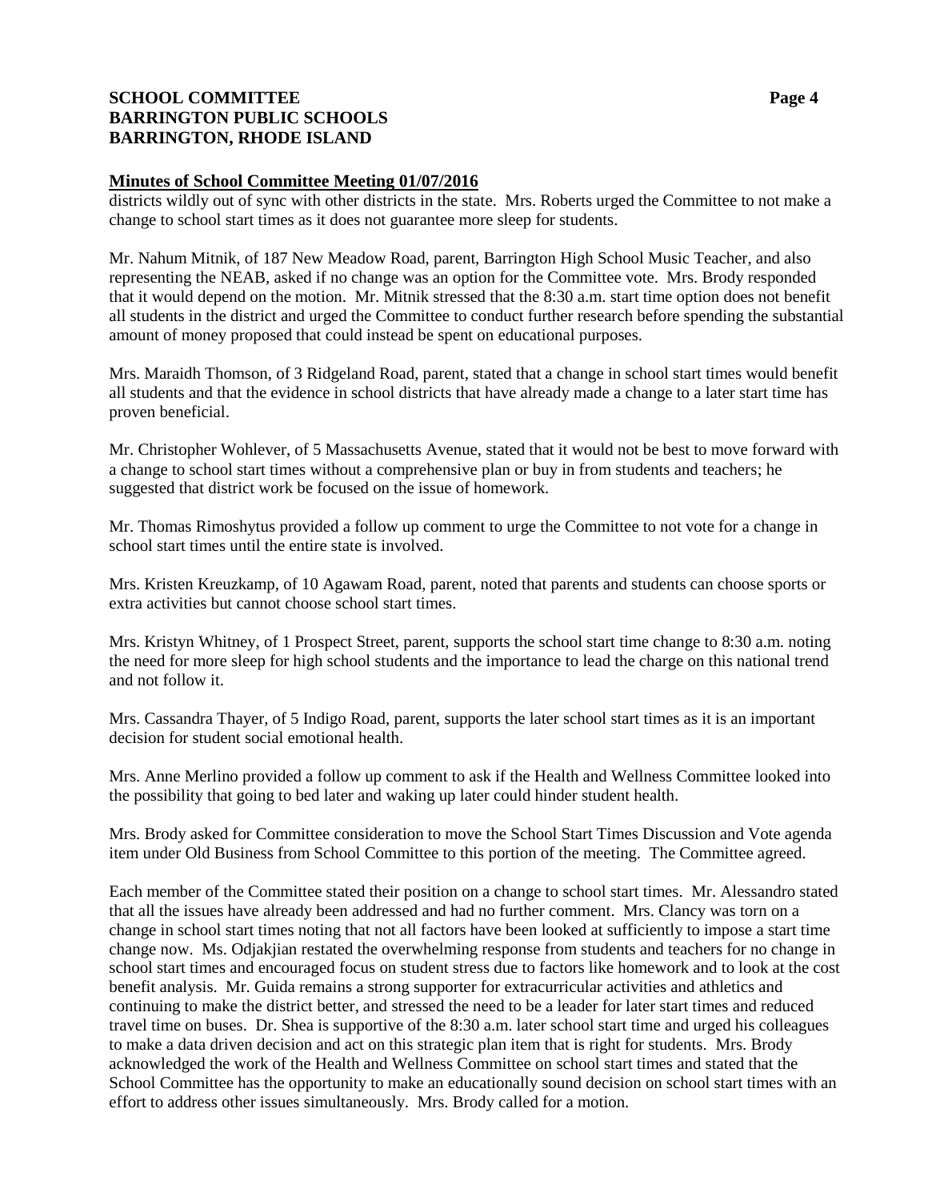**Minutes of School Committee Meeting 01/07/2016**

districts wildly out of sync with other districts in the state. Mrs. Roberts urged the Committee to not make a change to school start times as it does not guarantee more sleep for students.

Mr. Nahum Mitnik, of 187 New Meadow Road, parent, Barrington High School Music Teacher, and also representing the NEAB, asked if no change was an option for the Committee vote. Mrs. Brody responded that it would depend on the motion. Mr. Mitnik stressed that the 8:30 a.m. start time option does not benefit all students in the district and urged the Committee to conduct further research before spending the substantial amount of money proposed that could instead be spent on educational purposes.

Mrs. Maraidh Thomson, of 3 Ridgeland Road, parent, stated that a change in school start times would benefit all students and that the evidence in school districts that have already made a change to a later start time has proven beneficial.

Mr. Christopher Wohlever, of 5 Massachusetts Avenue, stated that it would not be best to move forward with a change to school start times without a comprehensive plan or buy in from students and teachers; he suggested that district work be focused on the issue of homework.

Mr. Thomas Rimoshytus provided a follow up comment to urge the Committee to not vote for a change in school start times until the entire state is involved.

Mrs. Kristen Kreuzkamp, of 10 Agawam Road, parent, noted that parents and students can choose sports or extra activities but cannot choose school start times.

Mrs. Kristyn Whitney, of 1 Prospect Street, parent, supports the school start time change to 8:30 a.m. noting the need for more sleep for high school students and the importance to lead the charge on this national trend and not follow it.

Mrs. Cassandra Thayer, of 5 Indigo Road, parent, supports the later school start times as it is an important decision for student social emotional health.

Mrs. Anne Merlino provided a follow up comment to ask if the Health and Wellness Committee looked into the possibility that going to bed later and waking up later could hinder student health.

Mrs. Brody asked for Committee consideration to move the School Start Times Discussion and Vote agenda item under Old Business from School Committee to this portion of the meeting. The Committee agreed.

Each member of the Committee stated their position on a change to school start times. Mr. Alessandro stated that all the issues have already been addressed and had no further comment. Mrs. Clancy was torn on a change in school start times noting that not all factors have been looked at sufficiently to impose a start time change now. Ms. Odjakjian restated the overwhelming response from students and teachers for no change in school start times and encouraged focus on student stress due to factors like homework and to look at the cost benefit analysis. Mr. Guida remains a strong supporter for extracurricular activities and athletics and continuing to make the district better, and stressed the need to be a leader for later start times and reduced travel time on buses. Dr. Shea is supportive of the 8:30 a.m. later school start time and urged his colleagues to make a data driven decision and act on this strategic plan item that is right for students. Mrs. Brody acknowledged the work of the Health and Wellness Committee on school start times and stated that the School Committee has the opportunity to make an educationally sound decision on school start times with an effort to address other issues simultaneously. Mrs. Brody called for a motion.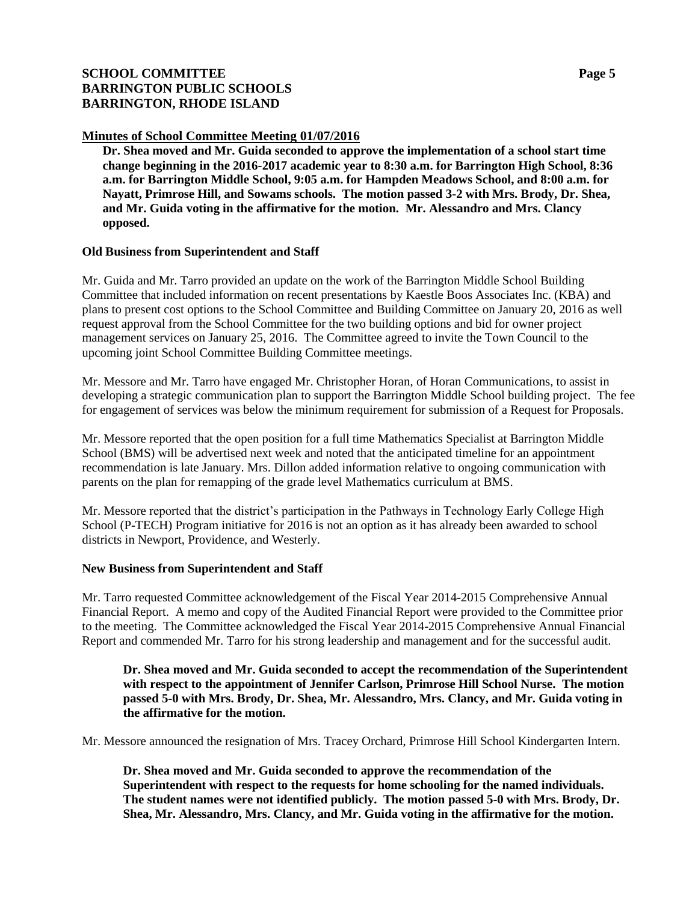**Minutes of School Committee Meeting 01/07/2016**

**Dr. Shea moved and Mr. Guida seconded to approve the implementation of a school start time change beginning in the 2016-2017 academic year to 8:30 a.m. for Barrington High School, 8:36 a.m. for Barrington Middle School, 9:05 a.m. for Hampden Meadows School, and 8:00 a.m. for Nayatt, Primrose Hill, and Sowams schools. The motion passed 3-2 with Mrs. Brody, Dr. Shea, and Mr. Guida voting in the affirmative for the motion. Mr. Alessandro and Mrs. Clancy opposed.**

**Old Business from Superintendent and Staff**

Mr. Guida and Mr. Tarro provided an update on the work of the Barrington Middle School Building Committee that included information on recent presentations by Kaestle Boos Associates Inc. (KBA) and plans to present cost options to the School Committee and Building Committee on January 20, 2016 as well request approval from the School Committee for the two building options and bid for owner project management services on January 25, 2016. The Committee agreed to invite the Town Council to the upcoming joint School Committee Building Committee meetings.

Mr. Messore and Mr. Tarro have engaged Mr. Christopher Horan, of Horan Communications, to assist in developing a strategic communication plan to support the Barrington Middle School building project. The fee for engagement of services was below the minimum requirement for submission of a Request for Proposals.

Mr. Messore reported that the open position for a full time Mathematics Specialist at Barrington Middle School (BMS) will be advertised next week and noted that the anticipated timeline for an appointment recommendation is late January. Mrs. Dillon added information relative to ongoing communication with parents on the plan for remapping of the grade level Mathematics curriculum at BMS.

Mr. Messore reported that the district's participation in the Pathways in Technology Early College High School (P-TECH) Program initiative for 2016 is not an option as it has already been awarded to school districts in Newport, Providence, and Westerly.

**New Business from Superintendent and Staff**

Mr. Tarro requested Committee acknowledgement of the Fiscal Year 2014-2015 Comprehensive Annual Financial Report. A memo and copy of the Audited Financial Report were provided to the Committee prior to the meeting. The Committee acknowledged the Fiscal Year 2014-2015 Comprehensive Annual Financial Report and commended Mr. Tarro for his strong leadership and management and for the successful audit.

**Dr. Shea moved and Mr. Guida seconded to accept the recommendation of the Superintendent with respect to the appointment of Jennifer Carlson, Primrose Hill School Nurse. The motion passed 5-0 with Mrs. Brody, Dr. Shea, Mr. Alessandro, Mrs. Clancy, and Mr. Guida voting in the affirmative for the motion.**

Mr. Messore announced the resignation of Mrs. Tracey Orchard, Primrose Hill School Kindergarten Intern.

**Dr. Shea moved and Mr. Guida seconded to approve the recommendation of the Superintendent with respect to the requests for home schooling for the named individuals. The student names were not identified publicly. The motion passed 5-0 with Mrs. Brody, Dr. Shea, Mr. Alessandro, Mrs. Clancy, and Mr. Guida voting in the affirmative for the motion.**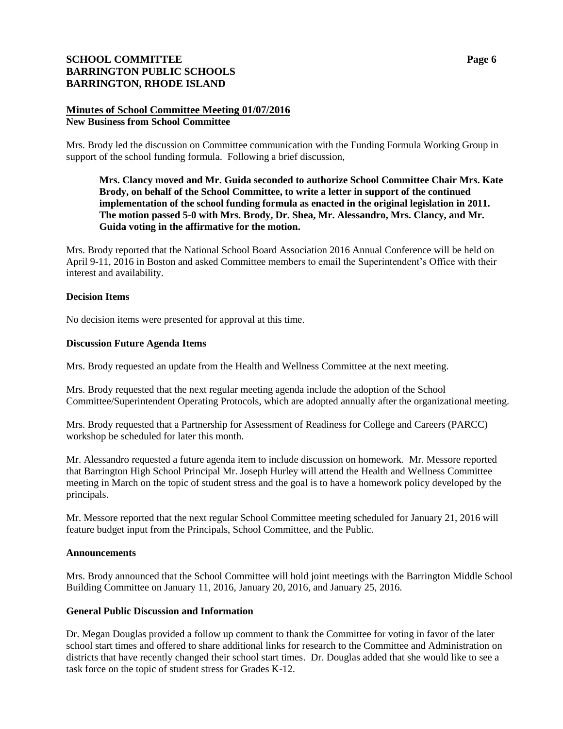## Minutes of School Committee Meeting 01/07/2016

**New Business from School Committee**

Mrs. Brody led the discussion on Committee communication with the Funding Formula Working Group in support of the school funding formula. Following a brief discussion,

> **Mrs. Clancy moved and Mr. Guida seconded to authorize School Committee Chair Mrs. Kate Brody, on behalf of the School Committee, to write a letter in support of the continued implementation of the school funding formula as enacted in the original legislation in 2011. The motion passed 5-0 with Mrs. Brody, Dr. Shea, Mr. Alessandro, Mrs. Clancy, and Mr. Guida voting in the affirmative for the motion.**

Mrs. Brody reported that the National School Board Association 2016 Annual Conference will be held on April 9-11, 2016 in Boston and asked Committee members to email the Superintendent's Office with their interest and availability.

**Decision Items**

No decision items were presented for approval at this time.

**Discussion Future Agenda Items**

Mrs. Brody requested an update from the Health and Wellness Committee at the next meeting.

Mrs. Brody requested that the next regular meeting agenda include the adoption of the School Committee/Superintendent Operating Protocols, which are adopted annually after the organizational meeting.

Mrs. Brody requested that a Partnership for Assessment of Readiness for College and Careers (PARCC) workshop be scheduled for later this month.

Mr. Alessandro requested a future agenda item to include discussion on homework. Mr. Messore reported that Barrington High School Principal Mr. Joseph Hurley will attend the Health and Wellness Committee meeting in March on the topic of student stress and the goal is to have a homework policy developed by the principals.

Mr. Messore reported that the next regular School Committee meeting scheduled for January 21, 2016 will feature budget input from the Principals, School Committee, and the Public.

**Announcements**

Mrs. Brody announced that the School Committee will hold joint meetings with the Barrington Middle School Building Committee on January 11, 2016, January 20, 2016, and January 25, 2016.

**General Public Discussion and Information**

Dr. Megan Douglas provided a follow up comment to thank the Committee for voting in favor of the later school start times and offered to share additional links for research to the Committee and Administration on districts that have recently changed their school start times. Dr. Douglas added that she would like to see a task force on the topic of student stress for Grades K-12.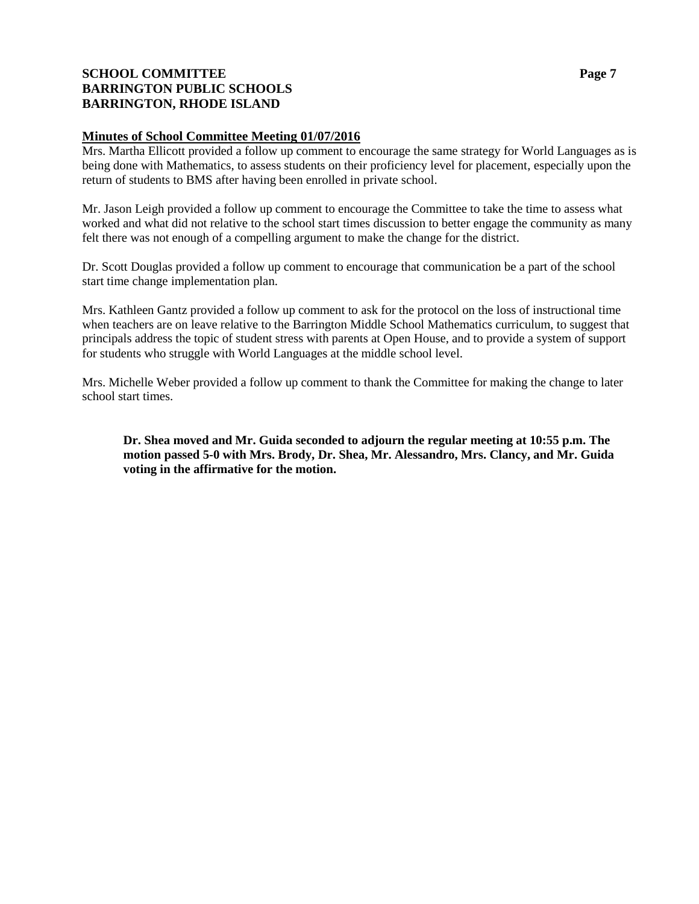**Minutes of School Committee Meeting 01/07/2016**

Mrs. Martha Ellicott provided a follow up comment to encourage the same strategy for World Languages as is being done with Mathematics, to assess students on their proficiency level for placement, especially upon the return of students to BMS after having been enrolled in private school.

Mr. Jason Leigh provided a follow up comment to encourage the Committee to take the time to assess what worked and what did not relative to the school start times discussion to better engage the community as many felt there was not enough of a compelling argument to make the change for the district.

Dr. Scott Douglas provided a follow up comment to encourage that communication be a part of the school start time change implementation plan.

Mrs. Kathleen Gantz provided a follow up comment to ask for the protocol on the loss of instructional time when teachers are on leave relative to the Barrington Middle School Mathematics curriculum, to suggest that principals address the topic of student stress with parents at Open House, and to provide a system of support for students who struggle with World Languages at the middle school level.

Mrs. Michelle Weber provided a follow up comment to thank the Committee for making the change to later school start times.

**Dr. Shea moved and Mr. Guida seconded to adjourn the regular meeting at 10:55 p.m. The motion passed 5-0 with Mrs. Brody, Dr. Shea, Mr. Alessandro, Mrs. Clancy, and Mr. Guida voting in the affirmative for the motion.**